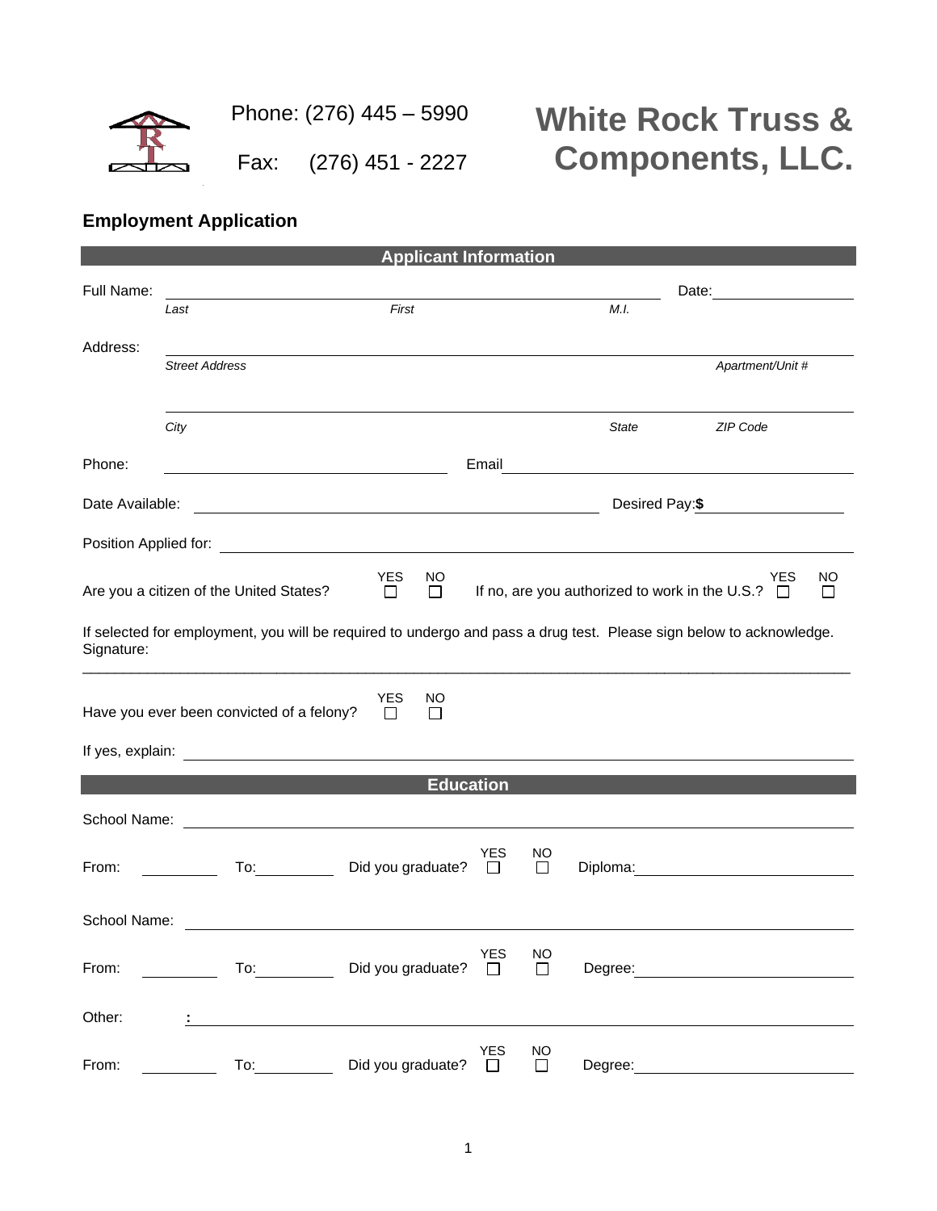Phone: (276) 445 – 5990

Fax: (276) 451 - 2227

# White Rock Truss & Components, LLC.

## Employment Application

### Applicant Information

Full Name: ______________________________________________ Date: ____________

*Last* *First* *M.I.*

Address: ____________________________________________________________

*Street Address* *Apartment/Unit #*

____________________________________________________________

*City* *State* *ZIP Code*

Phone: ______________________ Email ______________________________

Date Available: ______________________________ Desired Pay: **$** ____________

Position Applied for: ____________________________________________________

Are you a citizen of the United States? YES ☐ NO ☐ If no, are you authorized to work in the U.S.? YES ☐ NO ☐

If selected for employment, you will be required to undergo and pass a drug test. Please sign below to acknowledge.
Signature:

____________________________________________________________________________

Have you ever been convicted of a felony? YES ☐ NO ☐

If yes, explain: ____________________________________________________________

### Education

School Name: ____________________________________________________________

From: ________ To: ________ Did you graduate? YES ☐ NO ☐ Diploma: ____________________

School Name: ____________________________________________________________

From: ________ To: ________ Did you graduate? YES ☐ NO ☐ Degree: ____________________

Other: **:** ____________________________________________________________

From: ________ To: ________ Did you graduate? YES ☐ NO ☐ Degree: ____________________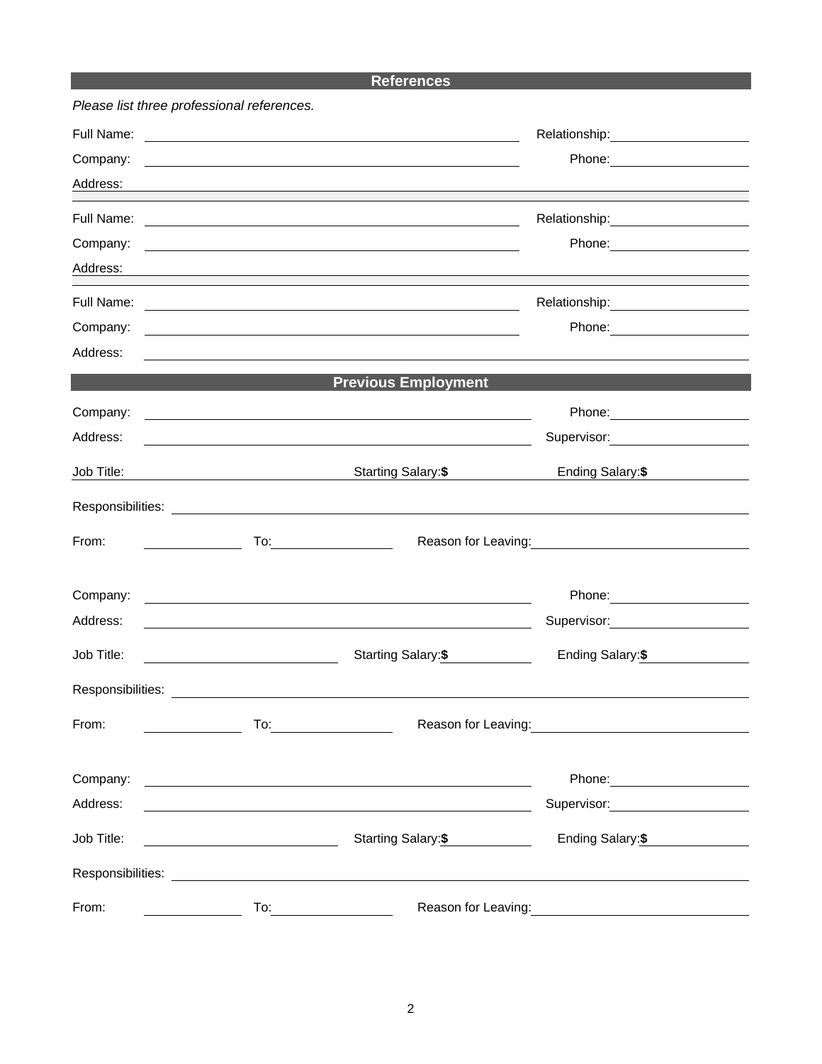## References

*Please list three professional references.*

Full Name: ______________________ Relationship: ______________

Company: ______________________ Phone: ______________

Address: ______________________

Full Name: ______________________ Relationship: ______________

Company: ______________________ Phone: ______________

Address: ______________________

Full Name: ______________________ Relationship: ______________

Company: ______________________ Phone: ______________

Address: ______________________

## Previous Employment

Company: ______________________ Phone: ______________

Address: ______________________ Supervisor: ______________

Job Title: ______________ Starting Salary: **$** ______________ Ending Salary: **$** ______________

Responsibilities: ______________________

From: ______________ To: ______________ Reason for Leaving: ______________

Company: ______________________ Phone: ______________

Address: ______________________ Supervisor: ______________

Job Title: ______________ Starting Salary: **$** ______________ Ending Salary: **$** ______________

Responsibilities: ______________________

From: ______________ To: ______________ Reason for Leaving: ______________

Company: ______________________ Phone: ______________

Address: ______________________ Supervisor: ______________

Job Title: ______________ Starting Salary: **$** ______________ Ending Salary: **$** ______________

Responsibilities: ______________________

From: ______________ To: ______________ Reason for Leaving: ______________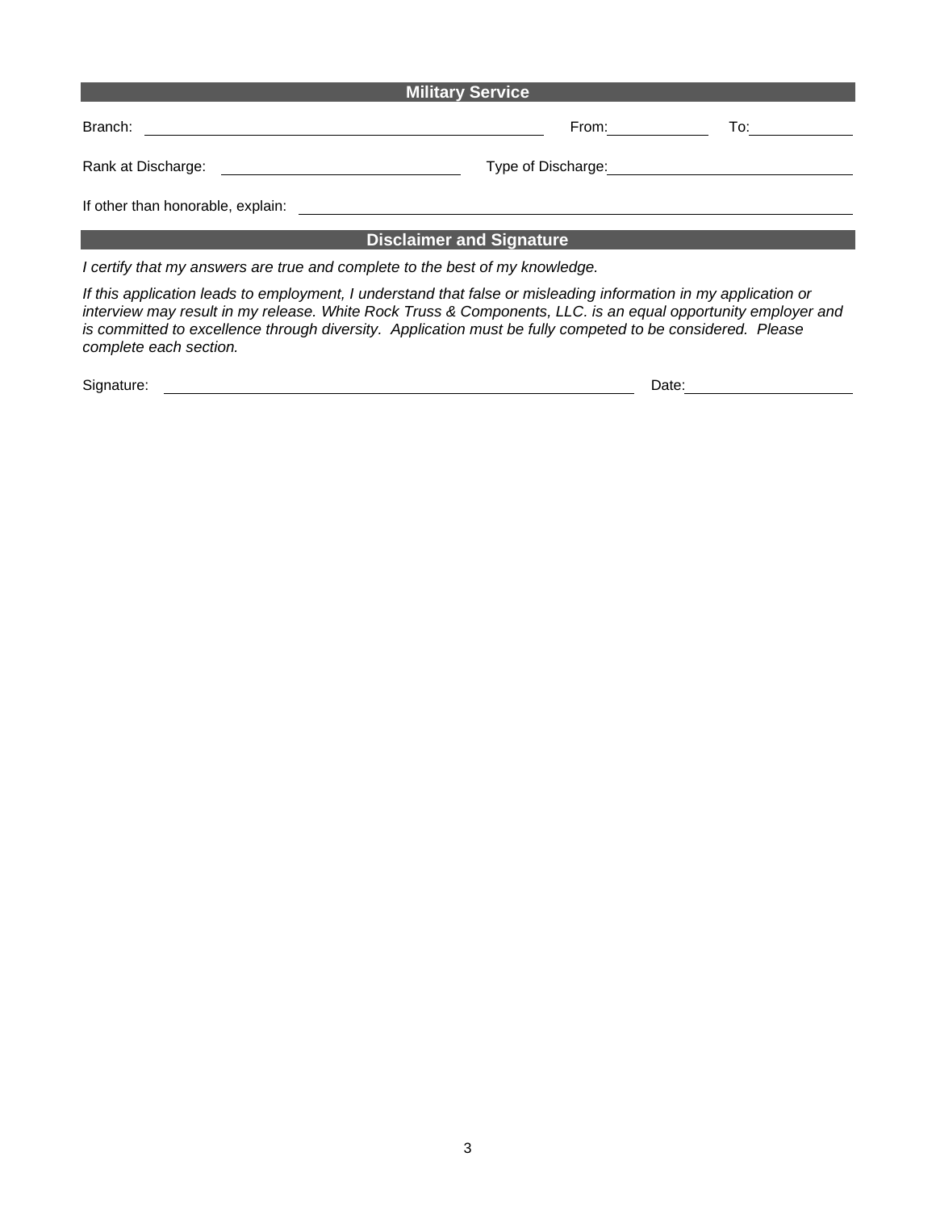## Military Service

Branch: \_\_\_\_\_\_\_\_\_\_\_\_\_\_\_\_\_\_\_\_\_\_\_\_\_\_\_\_\_\_\_\_\_\_\_\_\_\_\_\_ From: \_\_\_\_\_\_\_\_\_\_ To: \_\_\_\_\_\_\_\_\_\_

Rank at Discharge: \_\_\_\_\_\_\_\_\_\_\_\_\_\_\_\_\_\_\_\_\_\_\_\_ Type of Discharge: \_\_\_\_\_\_\_\_\_\_\_\_\_\_\_\_\_\_\_\_\_\_\_\_

If other than honorable, explain: \_\_\_\_\_\_\_\_\_\_\_\_\_\_\_\_\_\_\_\_\_\_\_\_\_\_\_\_\_\_\_\_\_\_\_\_\_\_\_\_\_\_\_\_\_\_\_\_\_\_\_\_

## Disclaimer and Signature

*I certify that my answers are true and complete to the best of my knowledge.*

*If this application leads to employment, I understand that false or misleading information in my application or interview may result in my release. White Rock Truss & Components, LLC. is an equal opportunity employer and is committed to excellence through diversity. Application must be fully competed to be considered. Please complete each section.*

Signature: \_\_\_\_\_\_\_\_\_\_\_\_\_\_\_\_\_\_\_\_\_\_\_\_\_\_\_\_\_\_\_\_\_\_\_\_\_\_\_\_\_\_\_\_\_\_\_\_ Date: \_\_\_\_\_\_\_\_\_\_\_\_\_\_\_\_